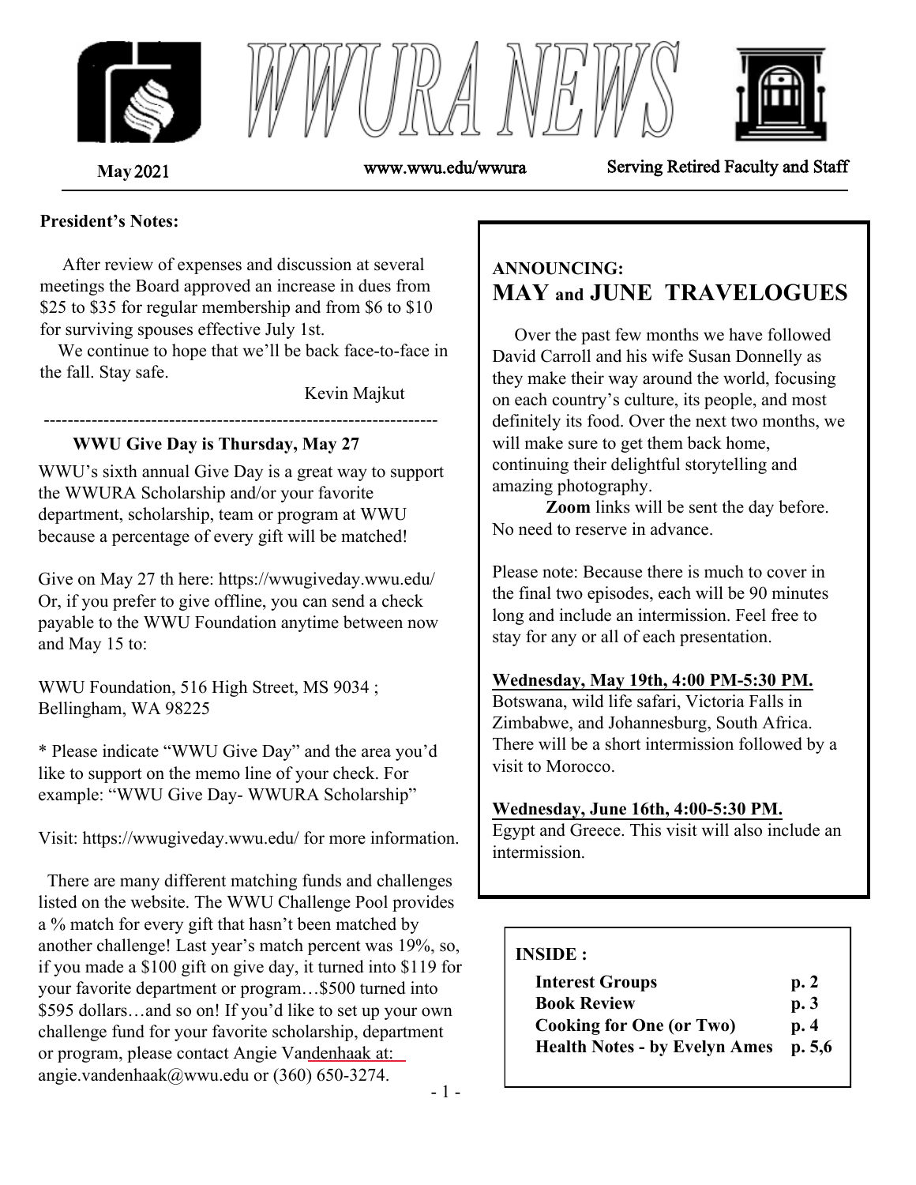# WWURA NEWS

May 2021 | www.wwu.edu/wwura | Serving Retired Faculty and Staff

**President's Notes:**

After review of expenses and discussion at several meetings the Board approved an increase in dues from $25 to $35 for regular membership and from $6 to $10 for surviving spouses effective July 1st.

We continue to hope that we'll be back face-to-face in the fall. Stay safe.

Kevin Majkut

---

**WWU Give Day is Thursday, May 27**

WWU's sixth annual Give Day is a great way to support the WWURA Scholarship and/or your favorite department, scholarship, team or program at WWU because a percentage of every gift will be matched!

Give on May 27 th here: https://wwugiveday.wwu.edu/ Or, if you prefer to give offline, you can send a check payable to the WWU Foundation anytime between now and May 15 to:

WWU Foundation, 516 High Street, MS 9034 ; Bellingham, WA 98225

* Please indicate "WWU Give Day" and the area you'd like to support on the memo line of your check. For example: "WWU Give Day- WWURA Scholarship"

Visit: https://wwugiveday.wwu.edu/ for more information.

There are many different matching funds and challenges listed on the website. The WWU Challenge Pool provides a % match for every gift that hasn't been matched by another challenge! Last year's match percent was 19%, so, if you made a $100 gift on give day, it turned into $119 for your favorite department or program…$500 turned into $595 dollars…and so on! If you'd like to set up your own challenge fund for your favorite scholarship, department or program, please contact Angie Vandenhaak at: angie.vandenhaak@wwu.edu or (360) 650-3274.

## ANNOUNCING: MAY and JUNE TRAVELOGUES

Over the past few months we have followed David Carroll and his wife Susan Donnelly as they make their way around the world, focusing on each country's culture, its people, and most definitely its food. Over the next two months, we will make sure to get them back home, continuing their delightful storytelling and amazing photography.

**Zoom** links will be sent the day before. No need to reserve in advance.

Please note: Because there is much to cover in the final two episodes, each will be 90 minutes long and include an intermission. Feel free to stay for any or all of each presentation.

**Wednesday, May 19th, 4:00 PM-5:30 PM.**
Botswana, wild life safari, Victoria Falls in Zimbabwe, and Johannesburg, South Africa. There will be a short intermission followed by a visit to Morocco.

**Wednesday, June 16th, 4:00-5:30 PM.**
Egypt and Greece. This visit will also include an intermission.

**INSIDE :**

| | |
|---|---|
| **Interest Groups** | **p. 2** |
| **Book Review** | **p. 3** |
| **Cooking for One (or Two)** | **p. 4** |
| **Health Notes - by Evelyn Ames** | **p. 5,6** |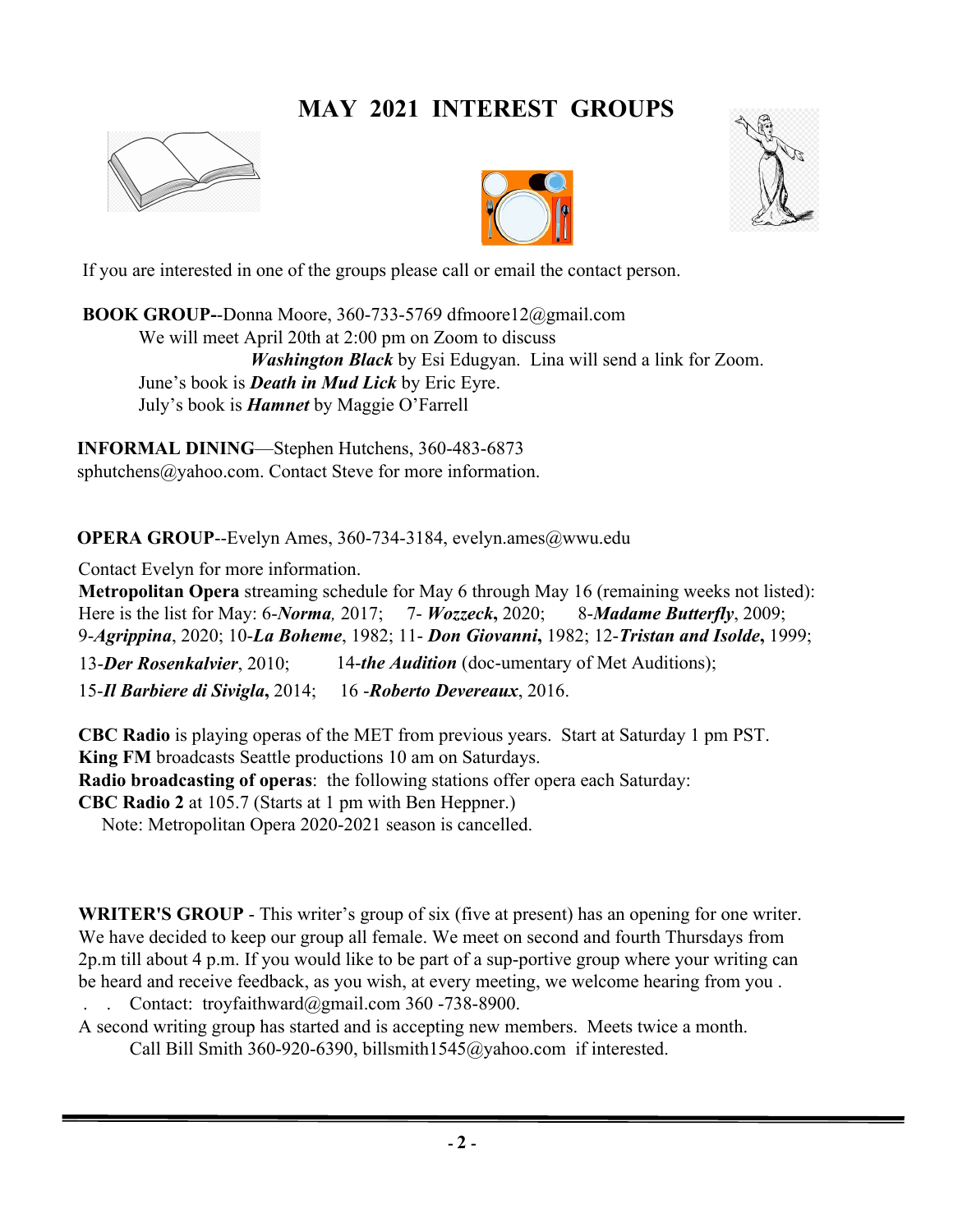# MAY 2021 INTEREST GROUPS

If you are interested in one of the groups please call or email the contact person.

**BOOK GROUP--**Donna Moore, 360-733-5769 dfmoore12@gmail.com
We will meet April 20th at 2:00 pm on Zoom to discuss
***Washington Black*** by Esi Edugyan. Lina will send a link for Zoom.
June's book is ***Death in Mud Lick*** by Eric Eyre.
July's book is ***Hamnet*** by Maggie O'Farrell

**INFORMAL DINING**—Stephen Hutchens, 360-483-6873
sphutchens@yahoo.com. Contact Steve for more information.

**OPERA GROUP**--Evelyn Ames, 360-734-3184, evelyn.ames@wwu.edu

Contact Evelyn for more information.
**Metropolitan Opera** streaming schedule for May 6 through May 16 (remaining weeks not listed):
Here is the list for May: 6-***Norma**,* 2017; 7- ***Wozzeck*, **2020; 8-***Madame Butterfly***, 2009;
9-***Agrippina***, 2020; 10-***La Boheme***, 1982; 11- ***Don Giovanni*, **1982; 12-***Tristan and Isolde*, **1999;
13-***Der Rosenkalvier***, 2010; 14-***the Audition*** (doc-umentary of Met Auditions);
15-***Il Barbiere di Sivigla*, **2014; 16 -***Roberto Devereaux***, 2016.

**CBC Radio** is playing operas of the MET from previous years. Start at Saturday 1 pm PST.
**King FM** broadcasts Seattle productions 10 am on Saturdays.
**Radio broadcasting of operas**: the following stations offer opera each Saturday:
**CBC Radio 2** at 105.7 (Starts at 1 pm with Ben Heppner.)
Note: Metropolitan Opera 2020-2021 season is cancelled.

**WRITER'S GROUP** - This writer's group of six (five at present) has an opening for one writer. We have decided to keep our group all female. We meet on second and fourth Thursdays from 2p.m till about 4 p.m. If you would like to be part of a sup-portive group where your writing can be heard and receive feedback, as you wish, at every meeting, we welcome hearing from you .
. . Contact: troyfaithward@gmail.com 360 -738-8900.
A second writing group has started and is accepting new members. Meets twice a month.
Call Bill Smith 360-920-6390, billsmith1545@yahoo.com if interested.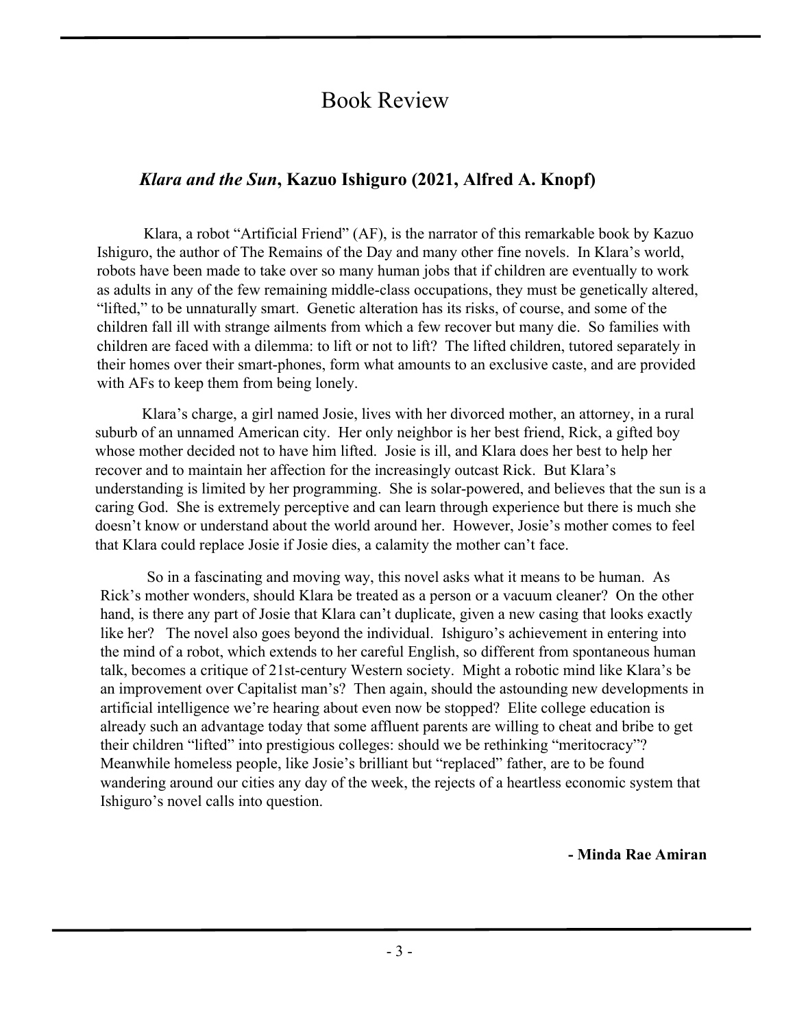# Book Review

## *Klara and the Sun*, Kazuo Ishiguro (2021, Alfred A. Knopf)

Klara, a robot "Artificial Friend" (AF), is the narrator of this remarkable book by Kazuo Ishiguro, the author of The Remains of the Day and many other fine novels. In Klara's world, robots have been made to take over so many human jobs that if children are eventually to work as adults in any of the few remaining middle-class occupations, they must be genetically altered, "lifted," to be unnaturally smart. Genetic alteration has its risks, of course, and some of the children fall ill with strange ailments from which a few recover but many die. So families with children are faced with a dilemma: to lift or not to lift? The lifted children, tutored separately in their homes over their smart-phones, form what amounts to an exclusive caste, and are provided with AFs to keep them from being lonely.

Klara's charge, a girl named Josie, lives with her divorced mother, an attorney, in a rural suburb of an unnamed American city. Her only neighbor is her best friend, Rick, a gifted boy whose mother decided not to have him lifted. Josie is ill, and Klara does her best to help her recover and to maintain her affection for the increasingly outcast Rick. But Klara's understanding is limited by her programming. She is solar-powered, and believes that the sun is a caring God. She is extremely perceptive and can learn through experience but there is much she doesn't know or understand about the world around her. However, Josie's mother comes to feel that Klara could replace Josie if Josie dies, a calamity the mother can't face.

So in a fascinating and moving way, this novel asks what it means to be human. As Rick's mother wonders, should Klara be treated as a person or a vacuum cleaner? On the other hand, is there any part of Josie that Klara can't duplicate, given a new casing that looks exactly like her? The novel also goes beyond the individual. Ishiguro's achievement in entering into the mind of a robot, which extends to her careful English, so different from spontaneous human talk, becomes a critique of 21st-century Western society. Might a robotic mind like Klara's be an improvement over Capitalist man's? Then again, should the astounding new developments in artificial intelligence we're hearing about even now be stopped? Elite college education is already such an advantage today that some affluent parents are willing to cheat and bribe to get their children "lifted" into prestigious colleges: should we be rethinking "meritocracy"? Meanwhile homeless people, like Josie's brilliant but "replaced" father, are to be found wandering around our cities any day of the week, the rejects of a heartless economic system that Ishiguro's novel calls into question.

**- Minda Rae Amiran**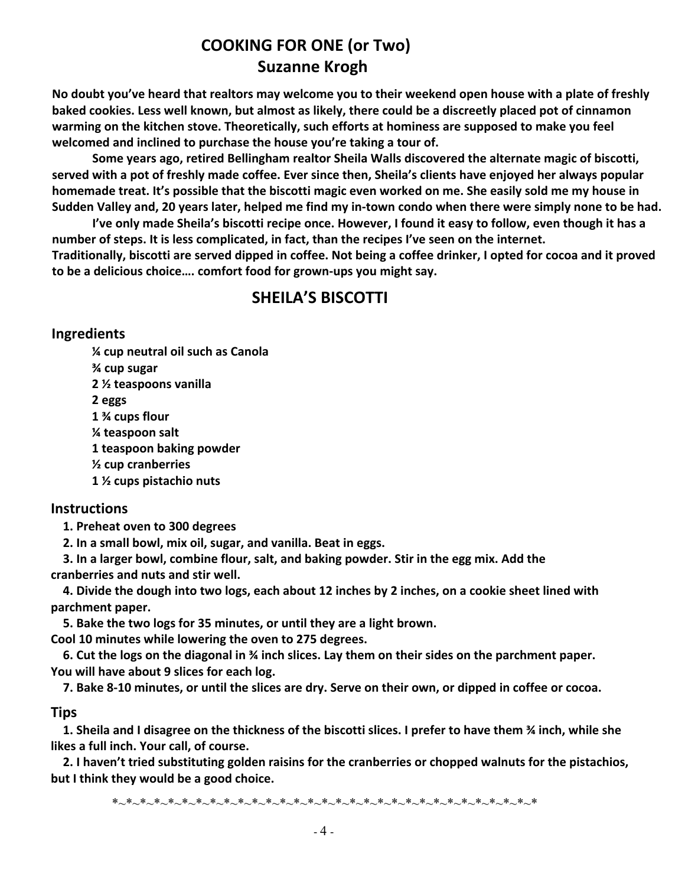# COOKING FOR ONE (or Two)
## Suzanne Krogh

**No doubt you've heard that realtors may welcome you to their weekend open house with a plate of freshly baked cookies. Less well known, but almost as likely, there could be a discreetly placed pot of cinnamon warming on the kitchen stove. Theoretically, such efforts at hominess are supposed to make you feel welcomed and inclined to purchase the house you're taking a tour of.**

**Some years ago, retired Bellingham realtor Sheila Walls discovered the alternate magic of biscotti, served with a pot of freshly made coffee. Ever since then, Sheila's clients have enjoyed her always popular homemade treat. It's possible that the biscotti magic even worked on me. She easily sold me my house in Sudden Valley and, 20 years later, helped me find my in-town condo when there were simply none to be had.**

**I've only made Sheila's biscotti recipe once. However, I found it easy to follow, even though it has a number of steps. It is less complicated, in fact, than the recipes I've seen on the internet. Traditionally, biscotti are served dipped in coffee. Not being a coffee drinker, I opted for cocoa and it proved to be a delicious choice…. comfort food for grown-ups you might say.**

## SHEILA'S BISCOTTI

### Ingredients

**¼ cup neutral oil such as Canola**
**¾ cup sugar**
**2 ½ teaspoons vanilla**
**2 eggs**
**1 ¾ cups flour**
**¼ teaspoon salt**
**1 teaspoon baking powder**
**½ cup cranberries**
**1 ½ cups pistachio nuts**

### Instructions

1. **Preheat oven to 300 degrees**
2. **In a small bowl, mix oil, sugar, and vanilla. Beat in eggs.**
3. **In a larger bowl, combine flour, salt, and baking powder. Stir in the egg mix. Add the cranberries and nuts and stir well.**
4. **Divide the dough into two logs, each about 12 inches by 2 inches, on a cookie sheet lined with parchment paper.**
5. **Bake the two logs for 35 minutes, or until they are a light brown. Cool 10 minutes while lowering the oven to 275 degrees.**
6. **Cut the logs on the diagonal in ¾ inch slices. Lay them on their sides on the parchment paper. You will have about 9 slices for each log.**
7. **Bake 8-10 minutes, or until the slices are dry. Serve on their own, or dipped in coffee or cocoa.**

### Tips

1. **Sheila and I disagree on the thickness of the biscotti slices. I prefer to have them ¾ inch, while she likes a full inch. Your call, of course.**
2. **I haven't tried substituting golden raisins for the cranberries or chopped walnuts for the pistachios, but I think they would be a good choice.**

*~*~*~*~*~*~*~*~*~*~*~*~*~*~*~*~*~*~*~*~*~*~*~*~*~*~*~*~*~*~*~*~*~*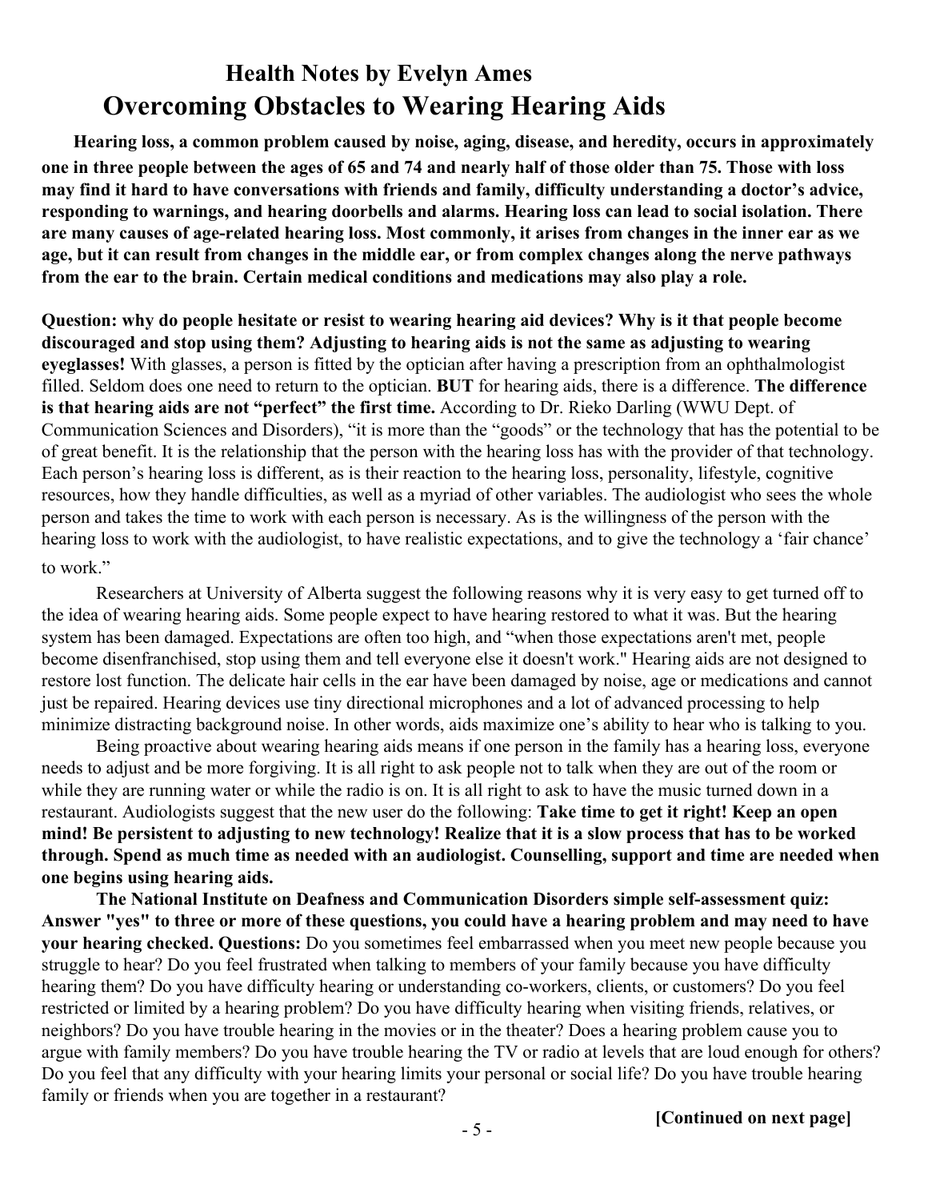## Health Notes by Evelyn Ames

# Overcoming Obstacles to Wearing Hearing Aids

**Hearing loss, a common problem caused by noise, aging, disease, and heredity, occurs in approximately one in three people between the ages of 65 and 74 and nearly half of those older than 75. Those with loss may find it hard to have conversations with friends and family, difficulty understanding a doctor's advice, responding to warnings, and hearing doorbells and alarms. Hearing loss can lead to social isolation. There are many causes of age-related hearing loss. Most commonly, it arises from changes in the inner ear as we age, but it can result from changes in the middle ear, or from complex changes along the nerve pathways from the ear to the brain. Certain medical conditions and medications may also play a role.**

**Question: why do people hesitate or resist to wearing hearing aid devices? Why is it that people become discouraged and stop using them? Adjusting to hearing aids is not the same as adjusting to wearing eyeglasses!** With glasses, a person is fitted by the optician after having a prescription from an ophthalmologist filled. Seldom does one need to return to the optician. **BUT** for hearing aids, there is a difference. **The difference is that hearing aids are not "perfect" the first time.** According to Dr. Rieko Darling (WWU Dept. of Communication Sciences and Disorders), "it is more than the "goods" or the technology that has the potential to be of great benefit. It is the relationship that the person with the hearing loss has with the provider of that technology. Each person's hearing loss is different, as is their reaction to the hearing loss, personality, lifestyle, cognitive resources, how they handle difficulties, as well as a myriad of other variables. The audiologist who sees the whole person and takes the time to work with each person is necessary. As is the willingness of the person with the hearing loss to work with the audiologist, to have realistic expectations, and to give the technology a 'fair chance' to work."

Researchers at University of Alberta suggest the following reasons why it is very easy to get turned off to the idea of wearing hearing aids. Some people expect to have hearing restored to what it was. But the hearing system has been damaged. Expectations are often too high, and "when those expectations aren't met, people become disenfranchised, stop using them and tell everyone else it doesn't work." Hearing aids are not designed to restore lost function. The delicate hair cells in the ear have been damaged by noise, age or medications and cannot just be repaired. Hearing devices use tiny directional microphones and a lot of advanced processing to help minimize distracting background noise. In other words, aids maximize one's ability to hear who is talking to you.

Being proactive about wearing hearing aids means if one person in the family has a hearing loss, everyone needs to adjust and be more forgiving. It is all right to ask people not to talk when they are out of the room or while they are running water or while the radio is on. It is all right to ask to have the music turned down in a restaurant. Audiologists suggest that the new user do the following: **Take time to get it right! Keep an open mind! Be persistent to adjusting to new technology! Realize that it is a slow process that has to be worked through. Spend as much time as needed with an audiologist. Counselling, support and time are needed when one begins using hearing aids.**

**The National Institute on Deafness and Communication Disorders simple self-assessment quiz: Answer "yes" to three or more of these questions, you could have a hearing problem and may need to have your hearing checked. Questions:** Do you sometimes feel embarrassed when you meet new people because you struggle to hear? Do you feel frustrated when talking to members of your family because you have difficulty hearing them? Do you have difficulty hearing or understanding co-workers, clients, or customers? Do you feel restricted or limited by a hearing problem? Do you have difficulty hearing when visiting friends, relatives, or neighbors? Do you have trouble hearing in the movies or in the theater? Does a hearing problem cause you to argue with family members? Do you have trouble hearing the TV or radio at levels that are loud enough for others? Do you feel that any difficulty with your hearing limits your personal or social life? Do you have trouble hearing family or friends when you are together in a restaurant?

**[Continued on next page]**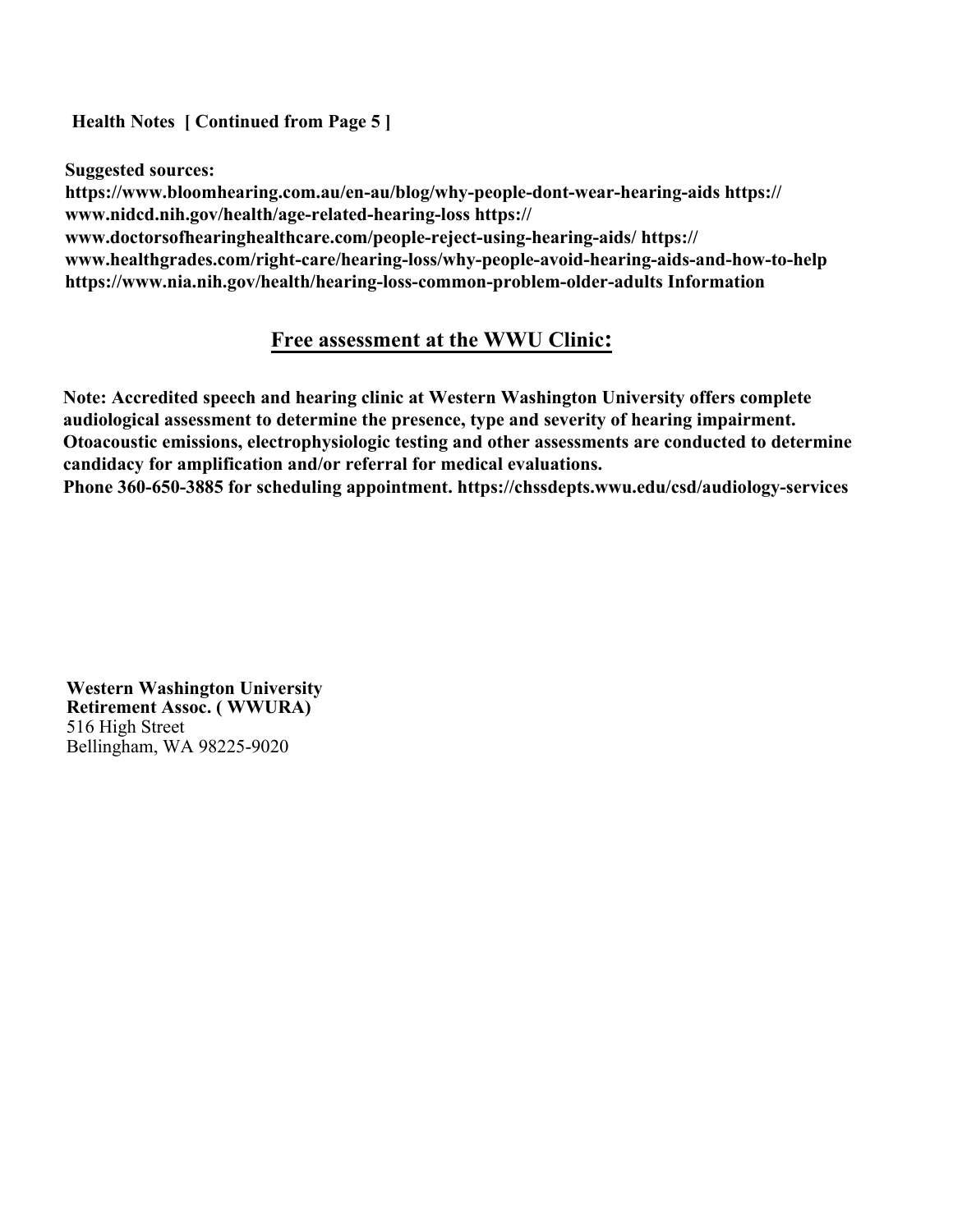**Health Notes [ Continued from Page 5 ]**

**Suggested sources:**
**https://www.bloomhearing.com.au/en-au/blog/why-people-dont-wear-hearing-aids https://www.nidcd.nih.gov/health/age-related-hearing-loss https://www.doctorsofhearinghealthcare.com/people-reject-using-hearing-aids/ https://www.healthgrades.com/right-care/hearing-loss/why-people-avoid-hearing-aids-and-how-to-help https://www.nia.nih.gov/health/hearing-loss-common-problem-older-adults Information**

## Free assessment at the WWU Clinic:

**Note: Accredited speech and hearing clinic at Western Washington University offers complete audiological assessment to determine the presence, type and severity of hearing impairment. Otoacoustic emissions, electrophysiologic testing and other assessments are conducted to determine candidacy for amplification and/or referral for medical evaluations.**
**Phone 360-650-3885 for scheduling appointment. https://chssdepts.wwu.edu/csd/audiology-services**

**Western Washington University**
**Retirement Assoc. ( WWURA)**
516 High Street
Bellingham, WA 98225-9020